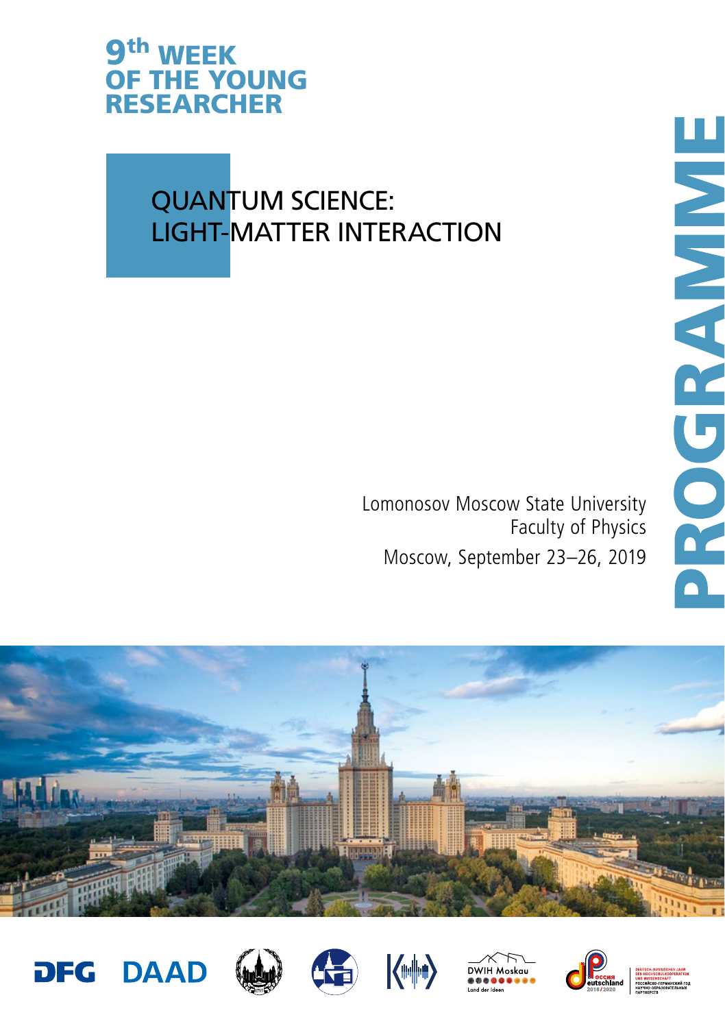# 9th WEEK OF THE YOUNG RESEARCHER

## QUANTUM SCIENCE: LIGHT-MATTER INTERACTION

Lomonosov Moscow State University
Faculty of Physics

Moscow, September 23–26, 2019

# PROGRAMME

DFG DAADDWIH Moskau
Land der Ideen

DEUTSCH-RUSSISCHES JAHR DER HOCHSCHULKOOPERATION UND WISSENSCHAFT
РОССИЙСКО-ГЕРМАНСКИЙ ГОД НАУЧНО-ОБРАЗОВАТЕЛЬНЫХ ПАРТНЕРСТВ
2018/2020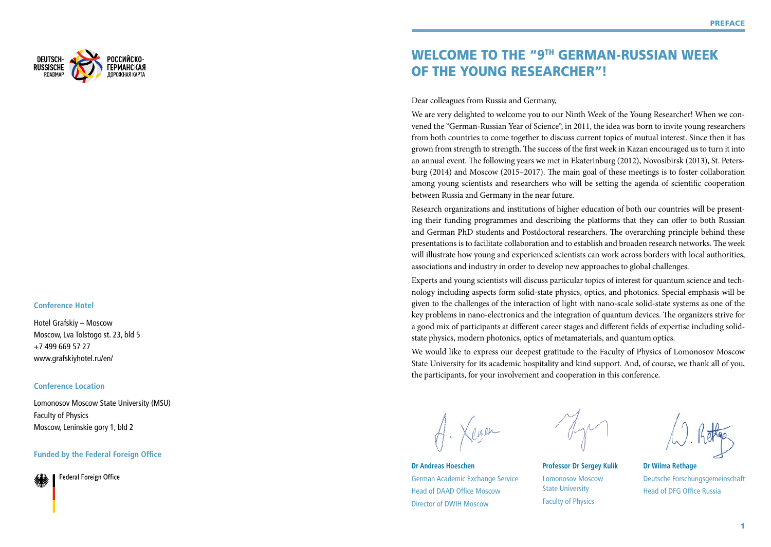DEUTSCH-RUSSISCHE ROADMAP
РОССИЙСКО-ГЕРМАНСКАЯ ДОРОЖНАЯ КАРТА

**Conference Hotel**

Hotel Grafskiy – Moscow
Moscow, Lva Tolstogo st. 23, bld 5
+7 499 669 57 27
www.grafskiyhotel.ru/en/

**Conference Location**

Lomonosov Moscow State University (MSU)
Faculty of Physics
Moscow, Leninskie gory 1, bld 2

**Funded by the Federal Foreign Office**

Federal Foreign Office

# WELCOME TO THE "9TH GERMAN-RUSSIAN WEEK OF THE YOUNG RESEARCHER"!

Dear colleagues from Russia and Germany,

We are very delighted to welcome you to our Ninth Week of the Young Researcher! When we convened the "German-Russian Year of Science", in 2011, the idea was born to invite young researchers from both countries to come together to discuss current topics of mutual interest. Since then it has grown from strength to strength. The success of the first week in Kazan encouraged us to turn it into an annual event. The following years we met in Ekaterinburg (2012), Novosibirsk (2013), St. Petersburg (2014) and Moscow (2015–2017). The main goal of these meetings is to foster collaboration among young scientists and researchers who will be setting the agenda of scientific cooperation between Russia and Germany in the near future.

Research organizations and institutions of higher education of both our countries will be presenting their funding programmes and describing the platforms that they can offer to both Russian and German PhD students and Postdoctoral researchers. The overarching principle behind these presentations is to facilitate collaboration and to establish and broaden research networks. The week will illustrate how young and experienced scientists can work across borders with local authorities, associations and industry in order to develop new approaches to global challenges.

Experts and young scientists will discuss particular topics of interest for quantum science and technology including aspects form solid-state physics, optics, and photonics. Special emphasis will be given to the challenges of the interaction of light with nano-scale solid-state systems as one of the key problems in nano-electronics and the integration of quantum devices. The organizers strive for a good mix of participants at different career stages and different fields of expertise including solid-state physics, modern photonics, optics of metamaterials, and quantum optics.

We would like to express our deepest gratitude to the Faculty of Physics of Lomonosov Moscow State University for its academic hospitality and kind support. And, of course, we thank all of you, the participants, for your involvement and cooperation in this conference.

**Dr Andreas Hoeschen**
German Academic Exchange Service
Head of DAAD Office Moscow
Director of DWIH Moscow

**Professor Dr Sergey Kulik**
Lomonosov Moscow State University
Faculty of Physics

**Dr Wilma Rethage**
Deutsche Forschungsgemeinschaft
Head of DFG Office Russia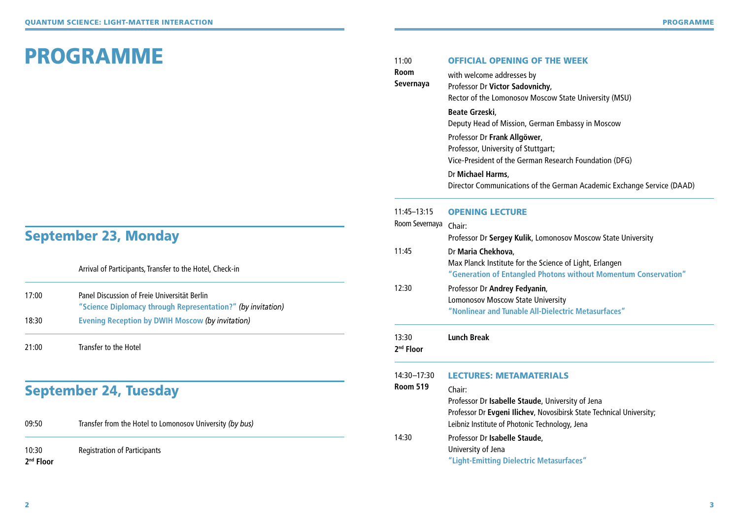# PROGRAMME

## September 23, Monday

Arrival of Participants, Transfer to the Hotel, Check-in

17:00 — Panel Discussion of Freie Universität Berlin
**"Science Diplomacy through Representation?"** *(by invitation)*

18:30 — **Evening Reception by DWIH Moscow** *(by invitation)*

21:00 — Transfer to the Hotel

## September 24, Tuesday

09:50 — Transfer from the Hotel to Lomonosov University *(by bus)*

10:30
**2nd Floor** — Registration of Participants

11:00
**Room Severnaya**

### OFFICIAL OPENING OF THE WEEK

with welcome addresses by
Professor Dr **Victor Sadovnichy**,
Rector of the Lomonosov Moscow State University (MSU)

**Beate Grzeski**,
Deputy Head of Mission, German Embassy in Moscow

Professor Dr **Frank Allgöwer**,
Professor, University of Stuttgart;
Vice-President of the German Research Foundation (DFG)

Dr **Michael Harms**,
Director Communications of the German Academic Exchange Service (DAAD)

11:45–13:15
Room Severnaya

### OPENING LECTURE

Chair:
Professor Dr **Sergey Kulik**, Lomonosov Moscow State University

11:45 — Dr **Maria Chekhova**,
Max Planck Institute for the Science of Light, Erlangen
**"Generation of Entangled Photons without Momentum Conservation"**

12:30 — Professor Dr **Andrey Fedyanin**,
Lomonosov Moscow State University
**"Nonlinear and Tunable All-Dielectric Metasurfaces"**

13:30
**2nd Floor** — **Lunch Break**

14:30–17:30
**Room 519**

### LECTURES: METAMATERIALS

Chair:
Professor Dr **Isabelle Staude**, University of Jena
Professor Dr **Evgeni Ilichev**, Novosibirsk State Technical University;
Leibniz Institute of Photonic Technology, Jena

14:30 — Professor Dr **Isabelle Staude**,
University of Jena
**"Light-Emitting Dielectric Metasurfaces"**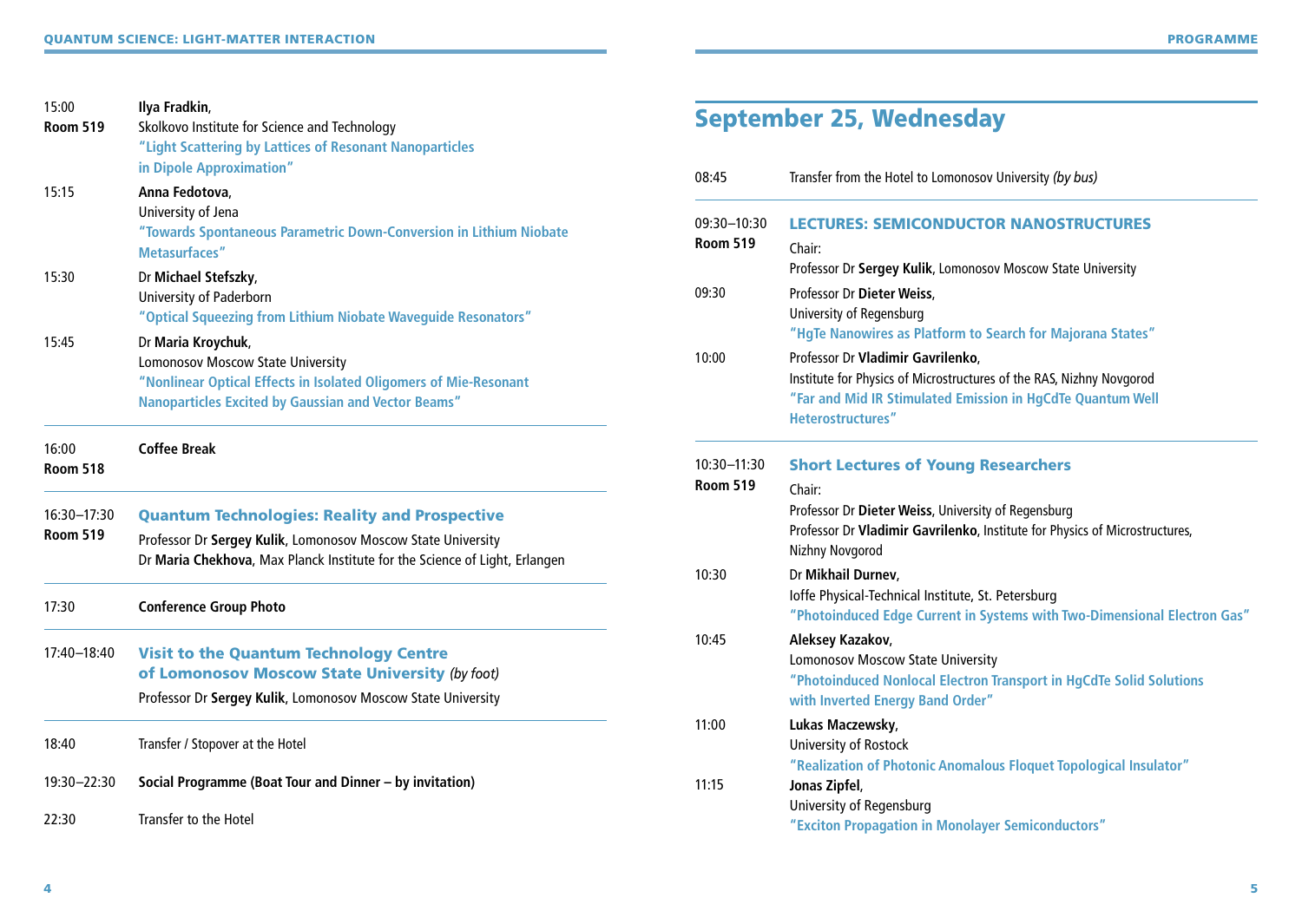15:00
**Room 519**

**Ilya Fradkin**,
Skolkovo Institute for Science and Technology
**"Light Scattering by Lattices of Resonant Nanoparticles in Dipole Approximation"**

15:15

**Anna Fedotova**,
University of Jena
**"Towards Spontaneous Parametric Down-Conversion in Lithium Niobate Metasurfaces"**

15:30

Dr **Michael Stefszky**,
University of Paderborn
**"Optical Squeezing from Lithium Niobate Waveguide Resonators"**

15:45

Dr **Maria Kroychuk**,
Lomonosov Moscow State University
**"Nonlinear Optical Effects in Isolated Oligomers of Mie-Resonant Nanoparticles Excited by Gaussian and Vector Beams"**

---

16:00
**Room 518**

**Coffee Break**

---

16:30–17:30
**Room 519**

### Quantum Technologies: Reality and Prospective

Professor Dr **Sergey Kulik**, Lomonosov Moscow State University
Dr **Maria Chekhova**, Max Planck Institute for the Science of Light, Erlangen

---

17:30

**Conference Group Photo**

---

17:40–18:40

### Visit to the Quantum Technology Centre of Lomonosov Moscow State University *(by foot)*

Professor Dr **Sergey Kulik**, Lomonosov Moscow State University

---

18:40 — Transfer / Stopover at the Hotel

19:30–22:30 — **Social Programme (Boat Tour and Dinner – by invitation)**

22:30 — Transfer to the Hotel

# September 25, Wednesday

08:45 — Transfer from the Hotel to Lomonosov University *(by bus)*

---

09:30–10:30
**Room 519**

### LECTURES: SEMICONDUCTOR NANOSTRUCTURES

Chair:
Professor Dr **Sergey Kulik**, Lomonosov Moscow State University

09:30

Professor Dr **Dieter Weiss**,
University of Regensburg
**"HgTe Nanowires as Platform to Search for Majorana States"**

10:00

Professor Dr **Vladimir Gavrilenko**,
Institute for Physics of Microstructures of the RAS, Nizhny Novgorod
**"Far and Mid IR Stimulated Emission in HgCdTe Quantum Well Heterostructures"**

---

10:30–11:30
**Room 519**

### Short Lectures of Young Researchers

Chair:
Professor Dr **Dieter Weiss**, University of Regensburg
Professor Dr **Vladimir Gavrilenko**, Institute for Physics of Microstructures, Nizhny Novgorod

10:30

Dr **Mikhail Durnev**,
Ioffe Physical-Technical Institute, St. Petersburg
**"Photoinduced Edge Current in Systems with Two-Dimensional Electron Gas"**

10:45

**Aleksey Kazakov**,
Lomonosov Moscow State University
**"Photoinduced Nonlocal Electron Transport in HgCdTe Solid Solutions with Inverted Energy Band Order"**

11:00

**Lukas Maczewsky**,
University of Rostock
**"Realization of Photonic Anomalous Floquet Topological Insulator"**

11:15

**Jonas Zipfel**,
University of Regensburg
**"Exciton Propagation in Monolayer Semiconductors"**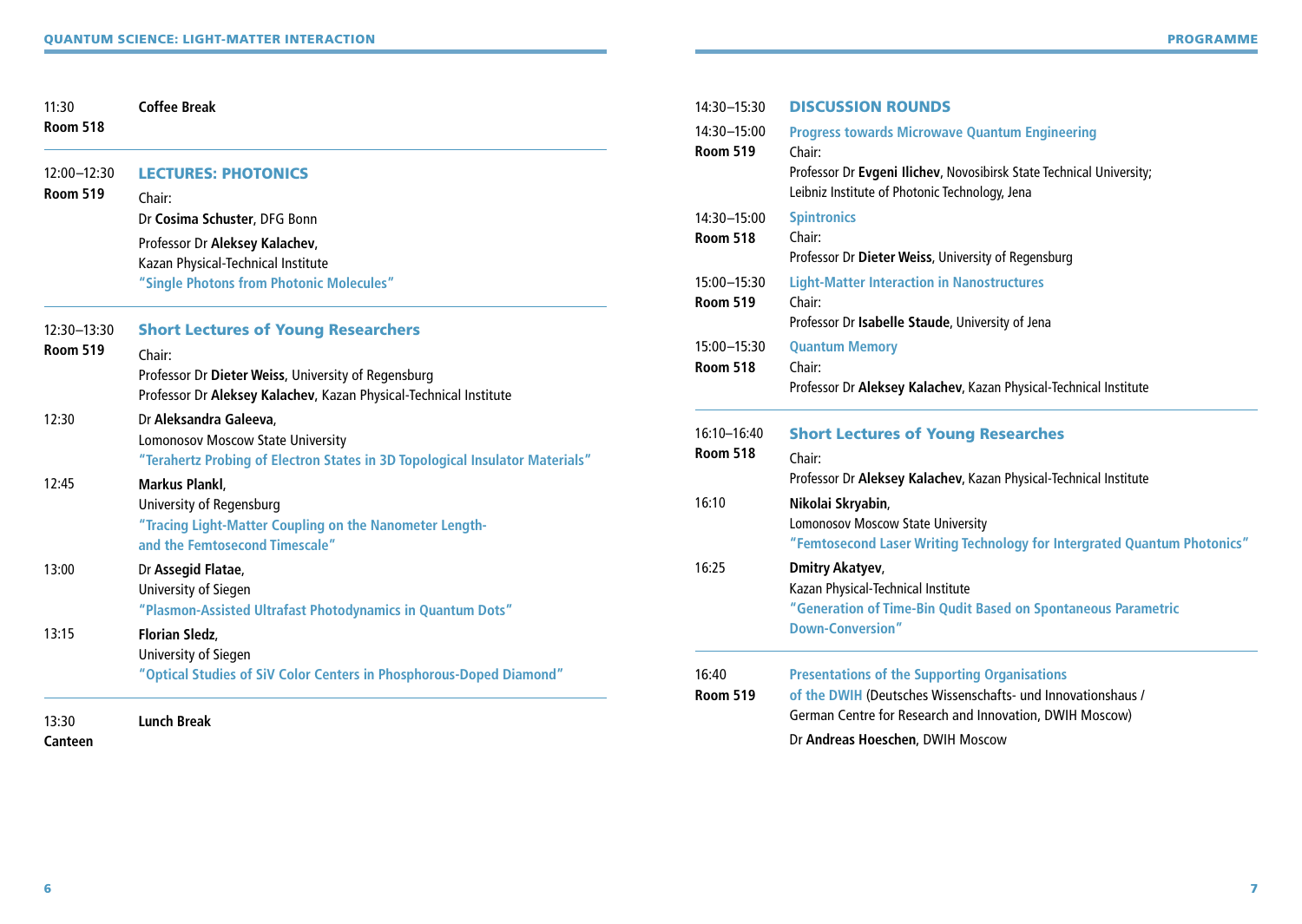**11:30**
**Room 518**

**Coffee Break**

---

**12:00–12:30**
**Room 519**

### LECTURES: PHOTONICS

Chair:
Dr **Cosima Schuster**, DFG Bonn

Professor Dr **Aleksey Kalachev**,
Kazan Physical-Technical Institute
**"Single Photons from Photonic Molecules"**

---

**12:30–13:30**
**Room 519**

### Short Lectures of Young Researchers

Chair:
Professor Dr **Dieter Weiss**, University of Regensburg
Professor Dr **Aleksey Kalachev**, Kazan Physical-Technical Institute

**12:30**
Dr **Aleksandra Galeeva**,
Lomonosov Moscow State University
**"Terahertz Probing of Electron States in 3D Topological Insulator Materials"**

**12:45**
**Markus Plankl**,
University of Regensburg
**"Tracing Light-Matter Coupling on the Nanometer Length- and the Femtosecond Timescale"**

**13:00**
Dr **Assegid Flatae**,
University of Siegen
**"Plasmon-Assisted Ultrafast Photodynamics in Quantum Dots"**

**13:15**
**Florian Sledz**,
University of Siegen
**"Optical Studies of SiV Color Centers in Phosphorous-Doped Diamond"**

---

**13:30**
**Canteen**

**Lunch Break**

---

**14:30–15:30**

### DISCUSSION ROUNDS

**14:30–15:00**
**Room 519**

**Progress towards Microwave Quantum Engineering**
Chair:
Professor Dr **Evgeni Ilichev**, Novosibirsk State Technical University; Leibniz Institute of Photonic Technology, Jena

**14:30–15:00**
**Room 518**

**Spintronics**
Chair:
Professor Dr **Dieter Weiss**, University of Regensburg

**15:00–15:30**
**Room 519**

**Light-Matter Interaction in Nanostructures**
Chair:
Professor Dr **Isabelle Staude**, University of Jena

**15:00–15:30**
**Room 518**

**Quantum Memory**
Chair:
Professor Dr **Aleksey Kalachev**, Kazan Physical-Technical Institute

---

**16:10–16:40**
**Room 518**

### Short Lectures of Young Researches

Chair:
Professor Dr **Aleksey Kalachev**, Kazan Physical-Technical Institute

**16:10**
**Nikolai Skryabin**,
Lomonosov Moscow State University
**"Femtosecond Laser Writing Technology for Intergrated Quantum Photonics"**

**16:25**
**Dmitry Akatyev**,
Kazan Physical-Technical Institute
**"Generation of Time-Bin Qudit Based on Spontaneous Parametric Down-Conversion"**

---

**16:40**
**Room 519**

**Presentations of the Supporting Organisations of the DWIH** (Deutsches Wissenschafts- und Innovationshaus / German Centre for Research and Innovation, DWIH Moscow)

Dr **Andreas Hoeschen**, DWIH Moscow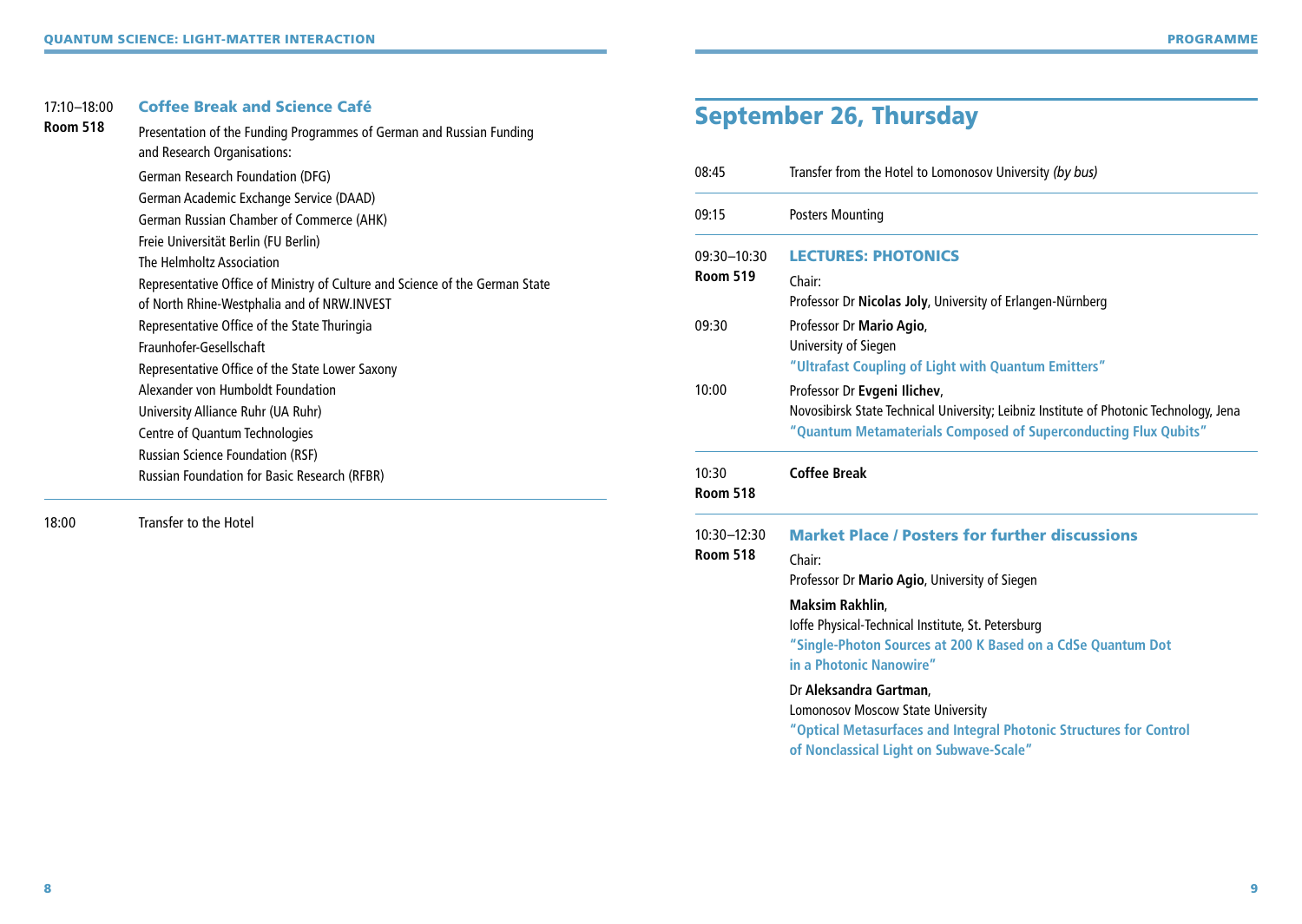17:10–18:00
**Room 518**

### Coffee Break and Science Café

Presentation of the Funding Programmes of German and Russian Funding and Research Organisations:

German Research Foundation (DFG)
German Academic Exchange Service (DAAD)
German Russian Chamber of Commerce (AHK)
Freie Universität Berlin (FU Berlin)
The Helmholtz Association
Representative Office of Ministry of Culture and Science of the German State of North Rhine-Westphalia and of NRW.INVEST
Representative Office of the State Thuringia
Fraunhofer-Gesellschaft
Representative Office of the State Lower Saxony
Alexander von Humboldt Foundation
University Alliance Ruhr (UA Ruhr)
Centre of Quantum Technologies
Russian Science Foundation (RSF)
Russian Foundation for Basic Research (RFBR)

---

18:00 Transfer to the Hotel

## September 26, Thursday

08:45 Transfer from the Hotel to Lomonosov University *(by bus)*

---

09:15 Posters Mounting

---

09:30–10:30
**Room 519**

### LECTURES: PHOTONICS

Chair:
Professor Dr **Nicolas Joly**, University of Erlangen-Nürnberg

09:30 Professor Dr **Mario Agio**,
University of Siegen
**"Ultrafast Coupling of Light with Quantum Emitters"**

10:00 Professor Dr **Evgeni Ilichev**,
Novosibirsk State Technical University; Leibniz Institute of Photonic Technology, Jena
**"Quantum Metamaterials Composed of Superconducting Flux Qubits"**

---

10:30
**Room 518**
**Coffee Break**

---

10:30–12:30
**Room 518**

### Market Place / Posters for further discussions

Chair:
Professor Dr **Mario Agio**, University of Siegen

**Maksim Rakhlin**,
Ioffe Physical-Technical Institute, St. Petersburg
**"Single-Photon Sources at 200 K Based on a CdSe Quantum Dot in a Photonic Nanowire"**

Dr **Aleksandra Gartman**,
Lomonosov Moscow State University
**"Optical Metasurfaces and Integral Photonic Structures for Control of Nonclassical Light on Subwave-Scale"**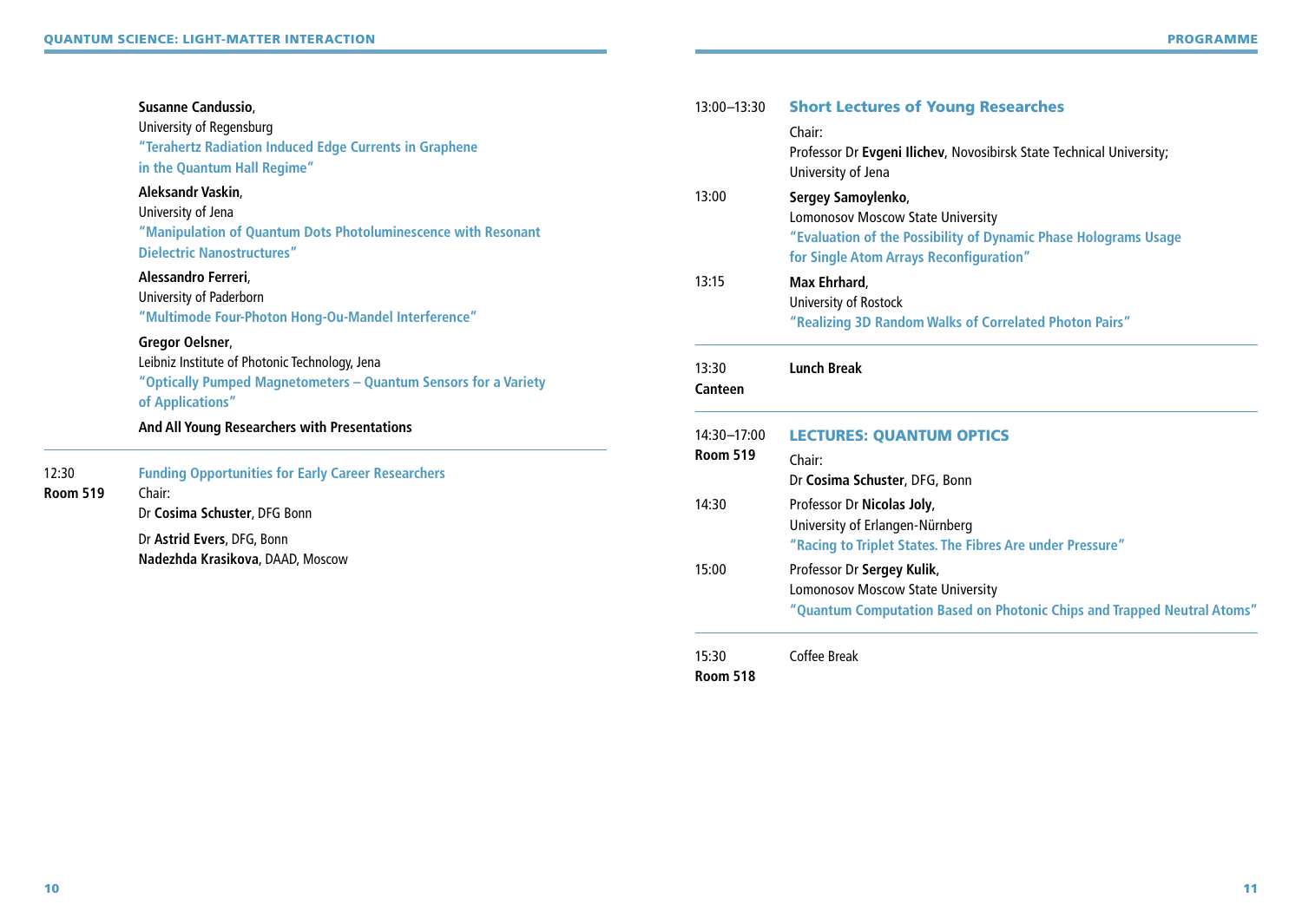**Susanne Candussio**,
University of Regensburg
**"Terahertz Radiation Induced Edge Currents in Graphene in the Quantum Hall Regime"**

**Aleksandr Vaskin**,
University of Jena
**"Manipulation of Quantum Dots Photoluminescence with Resonant Dielectric Nanostructures"**

**Alessandro Ferreri**,
University of Paderborn
**"Multimode Four-Photon Hong-Ou-Mandel Interference"**

**Gregor Oelsner**,
Leibniz Institute of Photonic Technology, Jena
**"Optically Pumped Magnetometers – Quantum Sensors for a Variety of Applications"**

**And All Young Researchers with Presentations**

---

12:30
**Room 519**

**Funding Opportunities for Early Career Researchers**

Chair:
Dr **Cosima Schuster**, DFG Bonn

Dr **Astrid Evers**, DFG, Bonn
**Nadezhda Krasikova**, DAAD, Moscow

---

13:00–13:30

## Short Lectures of Young Researches

Chair:
Professor Dr **Evgeni Ilichev**, Novosibirsk State Technical University; University of Jena

13:00

**Sergey Samoylenko**,
Lomonosov Moscow State University
**"Evaluation of the Possibility of Dynamic Phase Holograms Usage for Single Atom Arrays Reconfiguration"**

13:15

**Max Ehrhard**,
University of Rostock
**"Realizing 3D Random Walks of Correlated Photon Pairs"**

---

13:30
**Canteen**

**Lunch Break**

---

14:30–17:00
**Room 519**

## LECTURES: QUANTUM OPTICS

Chair:
Dr **Cosima Schuster**, DFG, Bonn

14:30

Professor Dr **Nicolas Joly**,
University of Erlangen-Nürnberg
**"Racing to Triplet States. The Fibres Are under Pressure"**

15:00

Professor Dr **Sergey Kulik**,
Lomonosov Moscow State University
**"Quantum Computation Based on Photonic Chips and Trapped Neutral Atoms"**

---

15:30
**Room 518**

Coffee Break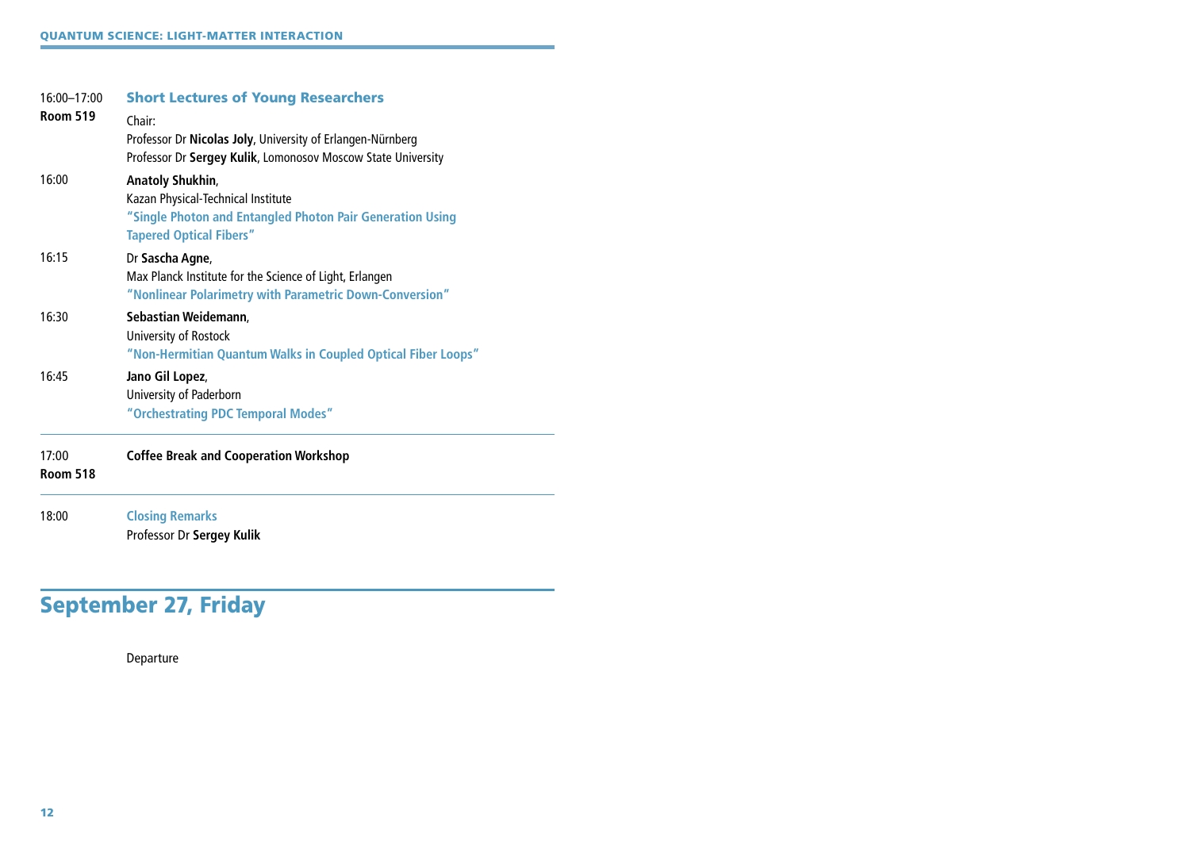16:00–17:00
**Room 519**

**Short Lectures of Young Researchers**

Chair:
Professor Dr **Nicolas Joly**, University of Erlangen-Nürnberg
Professor Dr **Sergey Kulik**, Lomonosov Moscow State University

16:00
**Anatoly Shukhin**,
Kazan Physical-Technical Institute
**"Single Photon and Entangled Photon Pair Generation Using Tapered Optical Fibers"**

16:15
Dr **Sascha Agne**,
Max Planck Institute for the Science of Light, Erlangen
**"Nonlinear Polarimetry with Parametric Down-Conversion"**

16:30
**Sebastian Weidemann**,
University of Rostock
**"Non-Hermitian Quantum Walks in Coupled Optical Fiber Loops"**

16:45
**Jano Gil Lopez**,
University of Paderborn
**"Orchestrating PDC Temporal Modes"**

---

17:00
**Room 518**

**Coffee Break and Cooperation Workshop**

---

18:00

**Closing Remarks**
Professor Dr **Sergey Kulik**

## September 27, Friday

Departure